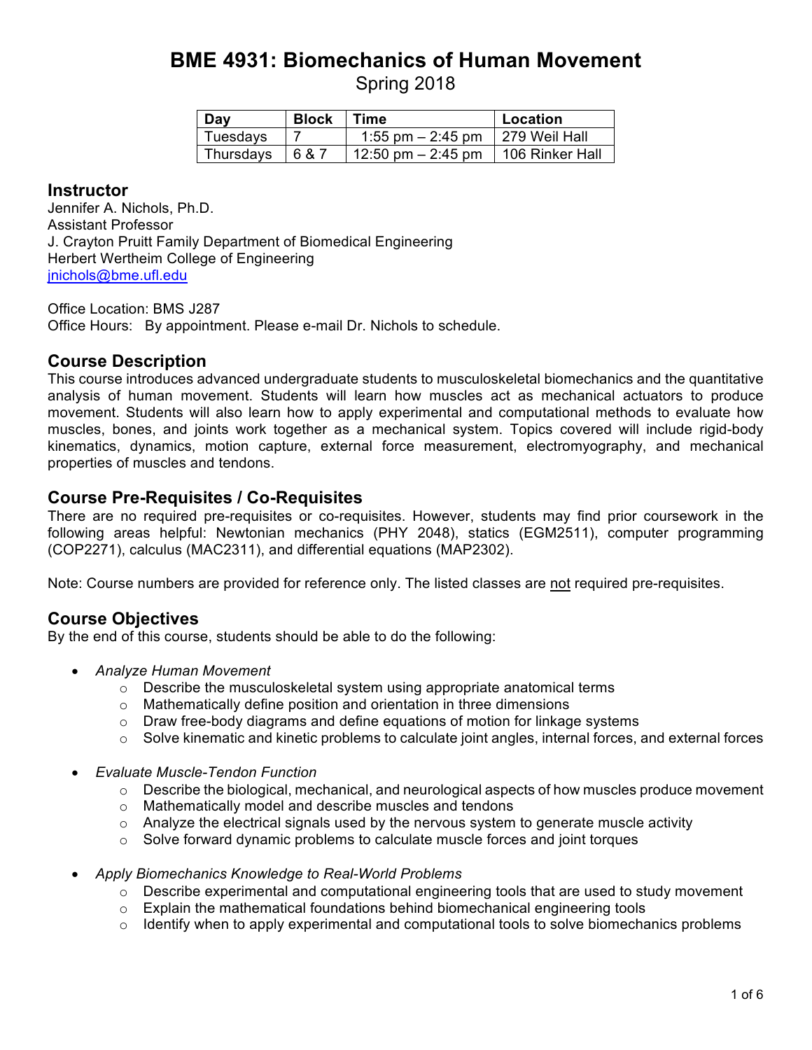# BME 4931: Biomechanics of Human Movement

Spring 2018

| Day | Block | Time | Location |
|---|---|---|---|
| Tuesdays | 7 | 1:55 pm – 2:45 pm | 279 Weil Hall |
| Thursdays | 6 & 7 | 12:50 pm – 2:45 pm | 106 Rinker Hall |

## Instructor

Jennifer A. Nichols, Ph.D.
Assistant Professor
J. Crayton Pruitt Family Department of Biomedical Engineering
Herbert Wertheim College of Engineering
jnichols@bme.ufl.edu

Office Location: BMS J287
Office Hours: By appointment. Please e-mail Dr. Nichols to schedule.

## Course Description

This course introduces advanced undergraduate students to musculoskeletal biomechanics and the quantitative analysis of human movement. Students will learn how muscles act as mechanical actuators to produce movement. Students will also learn how to apply experimental and computational methods to evaluate how muscles, bones, and joints work together as a mechanical system. Topics covered will include rigid-body kinematics, dynamics, motion capture, external force measurement, electromyography, and mechanical properties of muscles and tendons.

## Course Pre-Requisites / Co-Requisites

There are no required pre-requisites or co-requisites. However, students may find prior coursework in the following areas helpful: Newtonian mechanics (PHY 2048), statics (EGM2511), computer programming (COP2271), calculus (MAC2311), and differential equations (MAP2302).

Note: Course numbers are provided for reference only. The listed classes are not required pre-requisites.

## Course Objectives

By the end of this course, students should be able to do the following:

- *Analyze Human Movement*
  - Describe the musculoskeletal system using appropriate anatomical terms
  - Mathematically define position and orientation in three dimensions
  - Draw free-body diagrams and define equations of motion for linkage systems
  - Solve kinematic and kinetic problems to calculate joint angles, internal forces, and external forces
- *Evaluate Muscle-Tendon Function*
  - Describe the biological, mechanical, and neurological aspects of how muscles produce movement
  - Mathematically model and describe muscles and tendons
  - Analyze the electrical signals used by the nervous system to generate muscle activity
  - Solve forward dynamic problems to calculate muscle forces and joint torques
- *Apply Biomechanics Knowledge to Real-World Problems*
  - Describe experimental and computational engineering tools that are used to study movement
  - Explain the mathematical foundations behind biomechanical engineering tools
  - Identify when to apply experimental and computational tools to solve biomechanics problems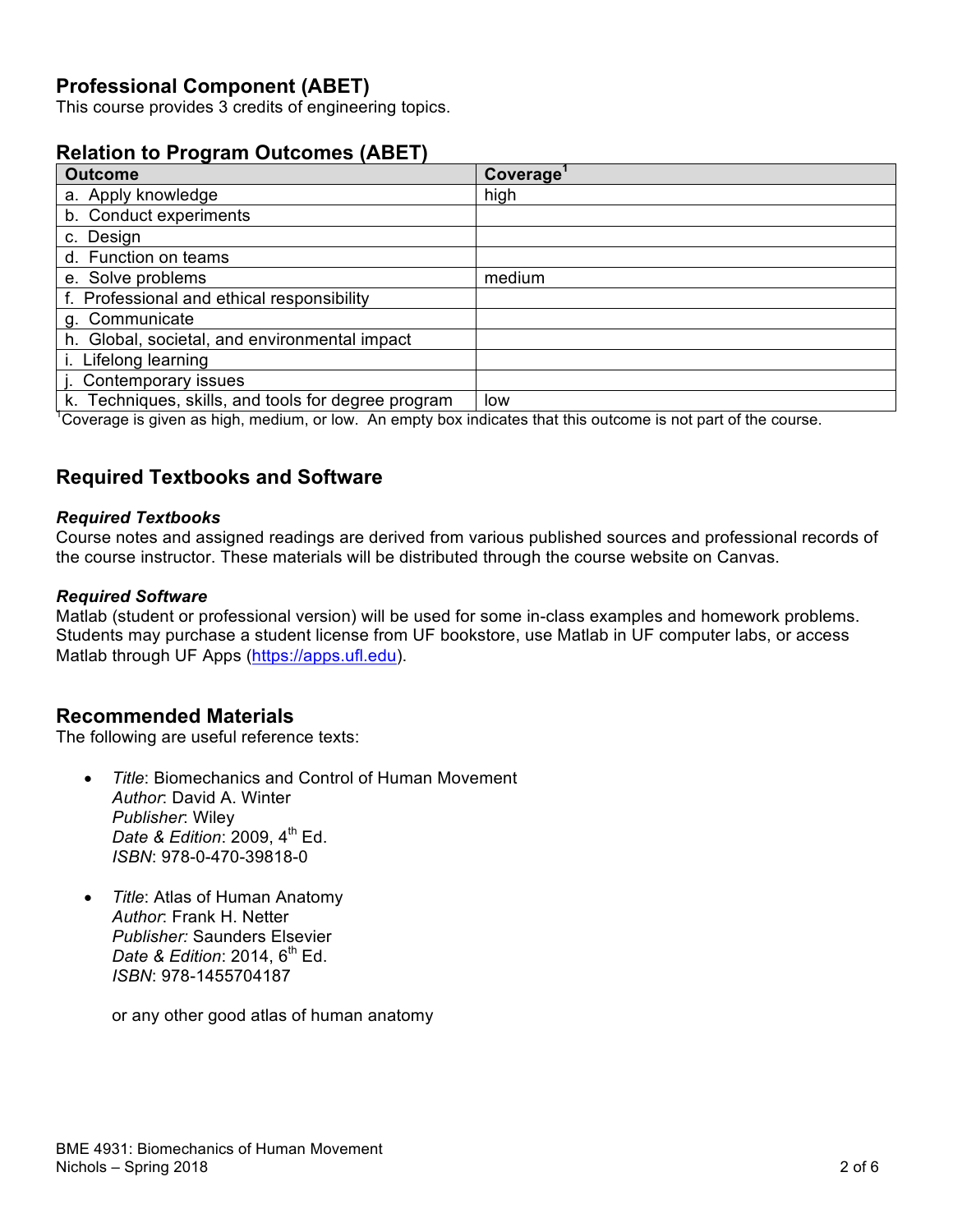## Professional Component (ABET)

This course provides 3 credits of engineering topics.

## Relation to Program Outcomes (ABET)

| Outcome | Coverage[1] |
| --- | --- |
| a. Apply knowledge | high |
| b. Conduct experiments | |
| c. Design | |
| d. Function on teams | |
| e. Solve problems | medium |
| f. Professional and ethical responsibility | |
| g. Communicate | |
| h. Global, societal, and environmental impact | |
| i. Lifelong learning | |
| j. Contemporary issues | |
| k. Techniques, skills, and tools for degree program | low |

[1]Coverage is given as high, medium, or low. An empty box indicates that this outcome is not part of the course.

## Required Textbooks and Software

### *Required Textbooks*

Course notes and assigned readings are derived from various published sources and professional records of the course instructor. These materials will be distributed through the course website on Canvas.

### *Required Software*

Matlab (student or professional version) will be used for some in-class examples and homework problems. Students may purchase a student license from UF bookstore, use Matlab in UF computer labs, or access Matlab through UF Apps (https://apps.ufl.edu).

## Recommended Materials

The following are useful reference texts:

- *Title*: Biomechanics and Control of Human Movement
  *Author*: David A. Winter
  *Publisher*: Wiley
  *Date & Edition*: 2009, 4th Ed.
  *ISBN*: 978-0-470-39818-0

- *Title*: Atlas of Human Anatomy
  *Author*: Frank H. Netter
  *Publisher:* Saunders Elsevier
  *Date & Edition*: 2014, 6th Ed.
  *ISBN*: 978-1455704187

  or any other good atlas of human anatomy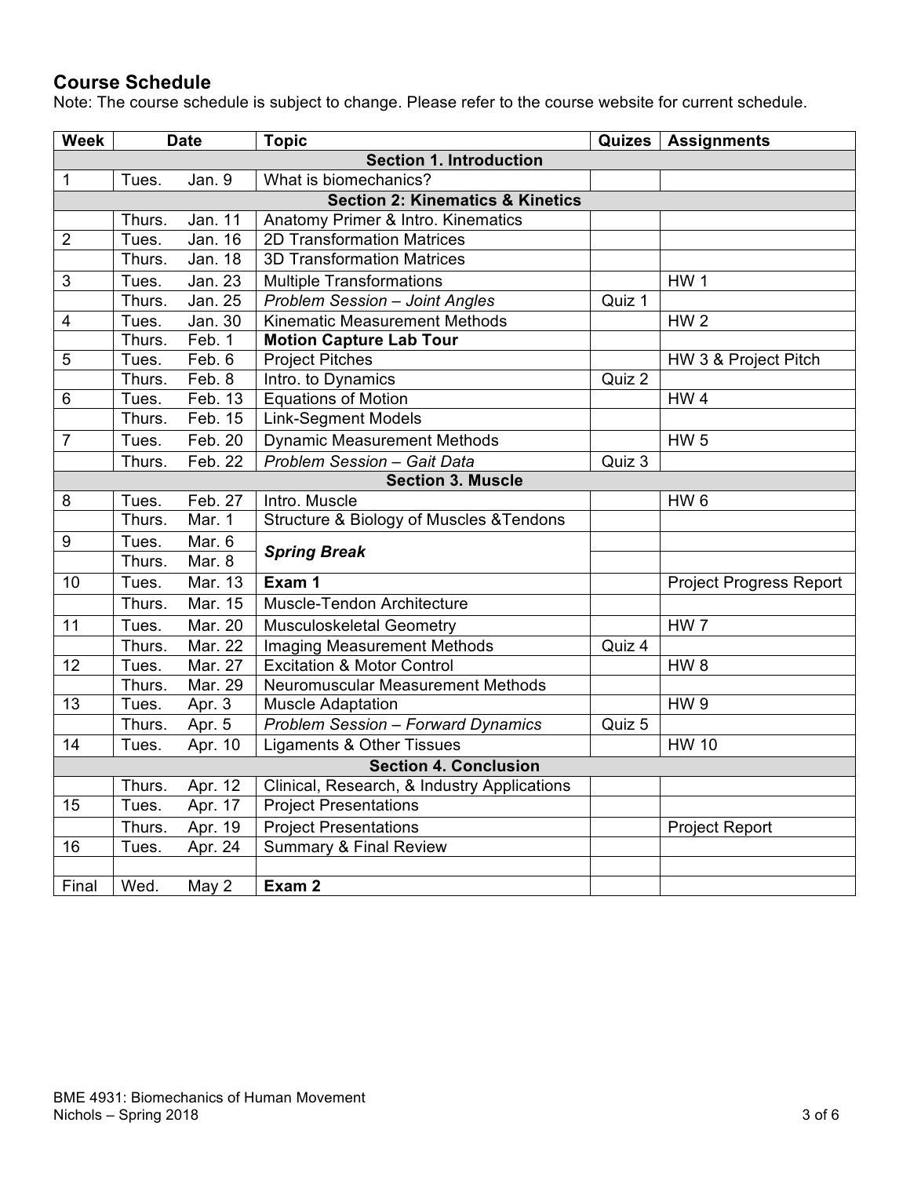## Course Schedule

Note: The course schedule is subject to change. Please refer to the course website for current schedule.

| Week | Date | | Topic | Quizes | Assignments |
|---|---|---|---|---|---|
| **Section 1. Introduction** | | | | | |
| 1 | Tues. | Jan. 9 | What is biomechanics? | | |
| **Section 2: Kinematics & Kinetics** | | | | | |
| | Thurs. | Jan. 11 | Anatomy Primer & Intro. Kinematics | | |
| 2 | Tues. | Jan. 16 | 2D Transformation Matrices | | |
| | Thurs. | Jan. 18 | 3D Transformation Matrices | | |
| 3 | Tues. | Jan. 23 | Multiple Transformations | | HW 1 |
| | Thurs. | Jan. 25 | *Problem Session – Joint Angles* | Quiz 1 | |
| 4 | Tues. | Jan. 30 | Kinematic Measurement Methods | | HW 2 |
| | Thurs. | Feb. 1 | **Motion Capture Lab Tour** | | |
| 5 | Tues. | Feb. 6 | Project Pitches | | HW 3 & Project Pitch |
| | Thurs. | Feb. 8 | Intro. to Dynamics | Quiz 2 | |
| 6 | Tues. | Feb. 13 | Equations of Motion | | HW 4 |
| | Thurs. | Feb. 15 | Link-Segment Models | | |
| 7 | Tues. | Feb. 20 | Dynamic Measurement Methods | | HW 5 |
| | Thurs. | Feb. 22 | *Problem Session – Gait Data* | Quiz 3 | |
| **Section 3. Muscle** | | | | | |
| 8 | Tues. | Feb. 27 | Intro. Muscle | | HW 6 |
| | Thurs. | Mar. 1 | Structure & Biology of Muscles &Tendons | | |
| 9 | Tues. | Mar. 6 | ***Spring Break*** | | |
| | Thurs. | Mar. 8 | | | |
| 10 | Tues. | Mar. 13 | **Exam 1** | | Project Progress Report |
| | Thurs. | Mar. 15 | Muscle-Tendon Architecture | | |
| 11 | Tues. | Mar. 20 | Musculoskeletal Geometry | | HW 7 |
| | Thurs. | Mar. 22 | Imaging Measurement Methods | Quiz 4 | |
| 12 | Tues. | Mar. 27 | Excitation & Motor Control | | HW 8 |
| | Thurs. | Mar. 29 | Neuromuscular Measurement Methods | | |
| 13 | Tues. | Apr. 3 | Muscle Adaptation | | HW 9 |
| | Thurs. | Apr. 5 | *Problem Session – Forward Dynamics* | Quiz 5 | |
| 14 | Tues. | Apr. 10 | Ligaments & Other Tissues | | HW 10 |
| **Section 4. Conclusion** | | | | | |
| | Thurs. | Apr. 12 | Clinical, Research, & Industry Applications | | |
| 15 | Tues. | Apr. 17 | Project Presentations | | |
| | Thurs. | Apr. 19 | Project Presentations | | Project Report |
| 16 | Tues. | Apr. 24 | Summary & Final Review | | |
| | | | | | |
| Final | Wed. | May 2 | **Exam 2** | | |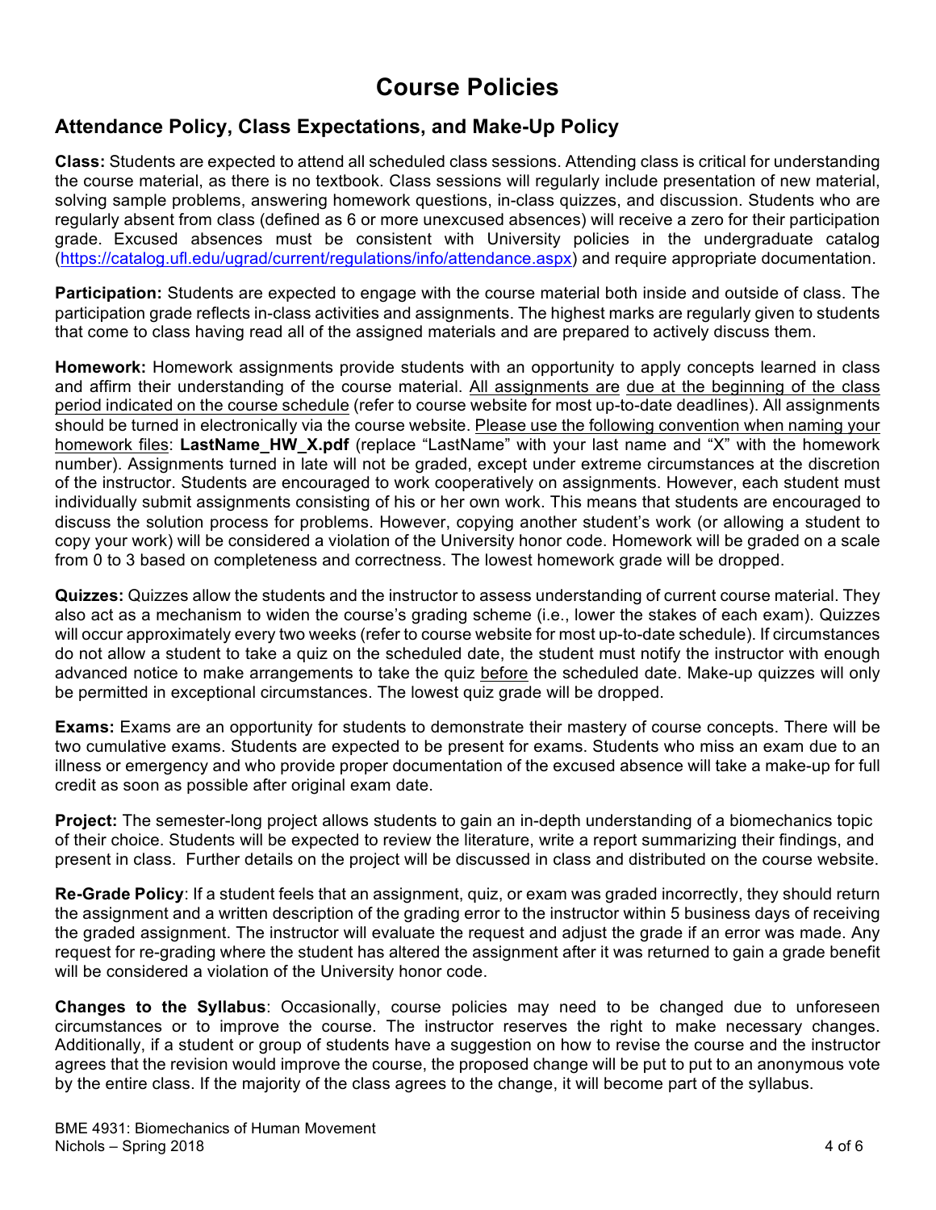# Course Policies

## Attendance Policy, Class Expectations, and Make-Up Policy

**Class:** Students are expected to attend all scheduled class sessions. Attending class is critical for understanding the course material, as there is no textbook. Class sessions will regularly include presentation of new material, solving sample problems, answering homework questions, in-class quizzes, and discussion. Students who are regularly absent from class (defined as 6 or more unexcused absences) will receive a zero for their participation grade. Excused absences must be consistent with University policies in the undergraduate catalog (https://catalog.ufl.edu/ugrad/current/regulations/info/attendance.aspx) and require appropriate documentation.

**Participation:** Students are expected to engage with the course material both inside and outside of class. The participation grade reflects in-class activities and assignments. The highest marks are regularly given to students that come to class having read all of the assigned materials and are prepared to actively discuss them.

**Homework:** Homework assignments provide students with an opportunity to apply concepts learned in class and affirm their understanding of the course material. All assignments are due at the beginning of the class period indicated on the course schedule (refer to course website for most up-to-date deadlines). All assignments should be turned in electronically via the course website. Please use the following convention when naming your homework files: **LastName_HW_X.pdf** (replace "LastName" with your last name and "X" with the homework number). Assignments turned in late will not be graded, except under extreme circumstances at the discretion of the instructor. Students are encouraged to work cooperatively on assignments. However, each student must individually submit assignments consisting of his or her own work. This means that students are encouraged to discuss the solution process for problems. However, copying another student's work (or allowing a student to copy your work) will be considered a violation of the University honor code. Homework will be graded on a scale from 0 to 3 based on completeness and correctness. The lowest homework grade will be dropped.

**Quizzes:** Quizzes allow the students and the instructor to assess understanding of current course material. They also act as a mechanism to widen the course's grading scheme (i.e., lower the stakes of each exam). Quizzes will occur approximately every two weeks (refer to course website for most up-to-date schedule). If circumstances do not allow a student to take a quiz on the scheduled date, the student must notify the instructor with enough advanced notice to make arrangements to take the quiz before the scheduled date. Make-up quizzes will only be permitted in exceptional circumstances. The lowest quiz grade will be dropped.

**Exams:** Exams are an opportunity for students to demonstrate their mastery of course concepts. There will be two cumulative exams. Students are expected to be present for exams. Students who miss an exam due to an illness or emergency and who provide proper documentation of the excused absence will take a make-up for full credit as soon as possible after original exam date.

**Project:** The semester-long project allows students to gain an in-depth understanding of a biomechanics topic of their choice. Students will be expected to review the literature, write a report summarizing their findings, and present in class. Further details on the project will be discussed in class and distributed on the course website.

**Re-Grade Policy**: If a student feels that an assignment, quiz, or exam was graded incorrectly, they should return the assignment and a written description of the grading error to the instructor within 5 business days of receiving the graded assignment. The instructor will evaluate the request and adjust the grade if an error was made. Any request for re-grading where the student has altered the assignment after it was returned to gain a grade benefit will be considered a violation of the University honor code.

**Changes to the Syllabus**: Occasionally, course policies may need to be changed due to unforeseen circumstances or to improve the course. The instructor reserves the right to make necessary changes. Additionally, if a student or group of students have a suggestion on how to revise the course and the instructor agrees that the revision would improve the course, the proposed change will be put to put to an anonymous vote by the entire class. If the majority of the class agrees to the change, it will become part of the syllabus.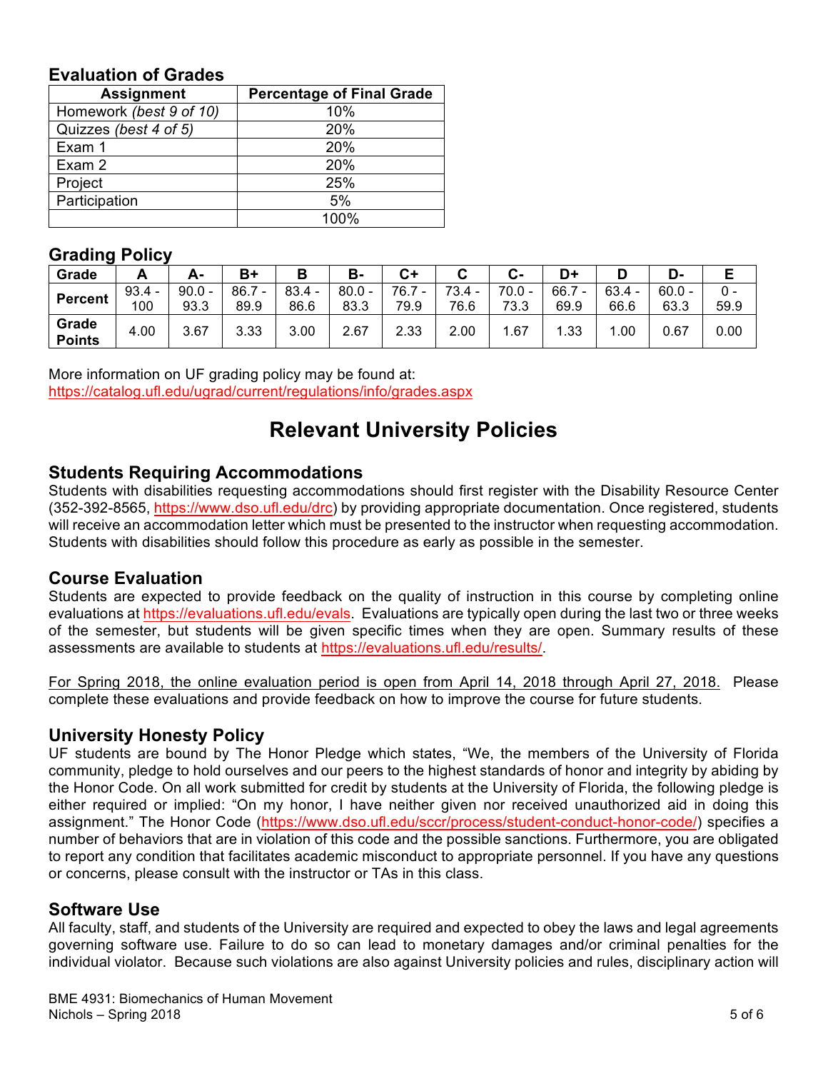### Evaluation of Grades

| Assignment | Percentage of Final Grade |
|---|---|
| Homework *(best 9 of 10)* | 10% |
| Quizzes *(best 4 of 5)* | 20% |
| Exam 1 | 20% |
| Exam 2 | 20% |
| Project | 25% |
| Participation | 5% |
| | 100% |

### Grading Policy

| Grade | A | A- | B+ | B | B- | C+ | C | C- | D+ | D | D- | E |
|---|---|---|---|---|---|---|---|---|---|---|---|---|
| Percent | 93.4 - 100 | 90.0 - 93.3 | 86.7 - 89.9 | 83.4 - 86.6 | 80.0 - 83.3 | 76.7 - 79.9 | 73.4 - 76.6 | 70.0 - 73.3 | 66.7 - 69.9 | 63.4 - 66.6 | 60.0 - 63.3 | 0 - 59.9 |
| Grade Points | 4.00 | 3.67 | 3.33 | 3.00 | 2.67 | 2.33 | 2.00 | 1.67 | 1.33 | 1.00 | 0.67 | 0.00 |

More information on UF grading policy may be found at:
https://catalog.ufl.edu/ugrad/current/regulations/info/grades.aspx

## Relevant University Policies

### Students Requiring Accommodations

Students with disabilities requesting accommodations should first register with the Disability Resource Center (352-392-8565, https://www.dso.ufl.edu/drc) by providing appropriate documentation. Once registered, students will receive an accommodation letter which must be presented to the instructor when requesting accommodation. Students with disabilities should follow this procedure as early as possible in the semester.

### Course Evaluation

Students are expected to provide feedback on the quality of instruction in this course by completing online evaluations at https://evaluations.ufl.edu/evals. Evaluations are typically open during the last two or three weeks of the semester, but students will be given specific times when they are open. Summary results of these assessments are available to students at https://evaluations.ufl.edu/results/.

For Spring 2018, the online evaluation period is open from April 14, 2018 through April 27, 2018. Please complete these evaluations and provide feedback on how to improve the course for future students.

### University Honesty Policy

UF students are bound by The Honor Pledge which states, "We, the members of the University of Florida community, pledge to hold ourselves and our peers to the highest standards of honor and integrity by abiding by the Honor Code. On all work submitted for credit by students at the University of Florida, the following pledge is either required or implied: "On my honor, I have neither given nor received unauthorized aid in doing this assignment." The Honor Code (https://www.dso.ufl.edu/sccr/process/student-conduct-honor-code/) specifies a number of behaviors that are in violation of this code and the possible sanctions. Furthermore, you are obligated to report any condition that facilitates academic misconduct to appropriate personnel. If you have any questions or concerns, please consult with the instructor or TAs in this class.

### Software Use

All faculty, staff, and students of the University are required and expected to obey the laws and legal agreements governing software use. Failure to do so can lead to monetary damages and/or criminal penalties for the individual violator. Because such violations are also against University policies and rules, disciplinary action will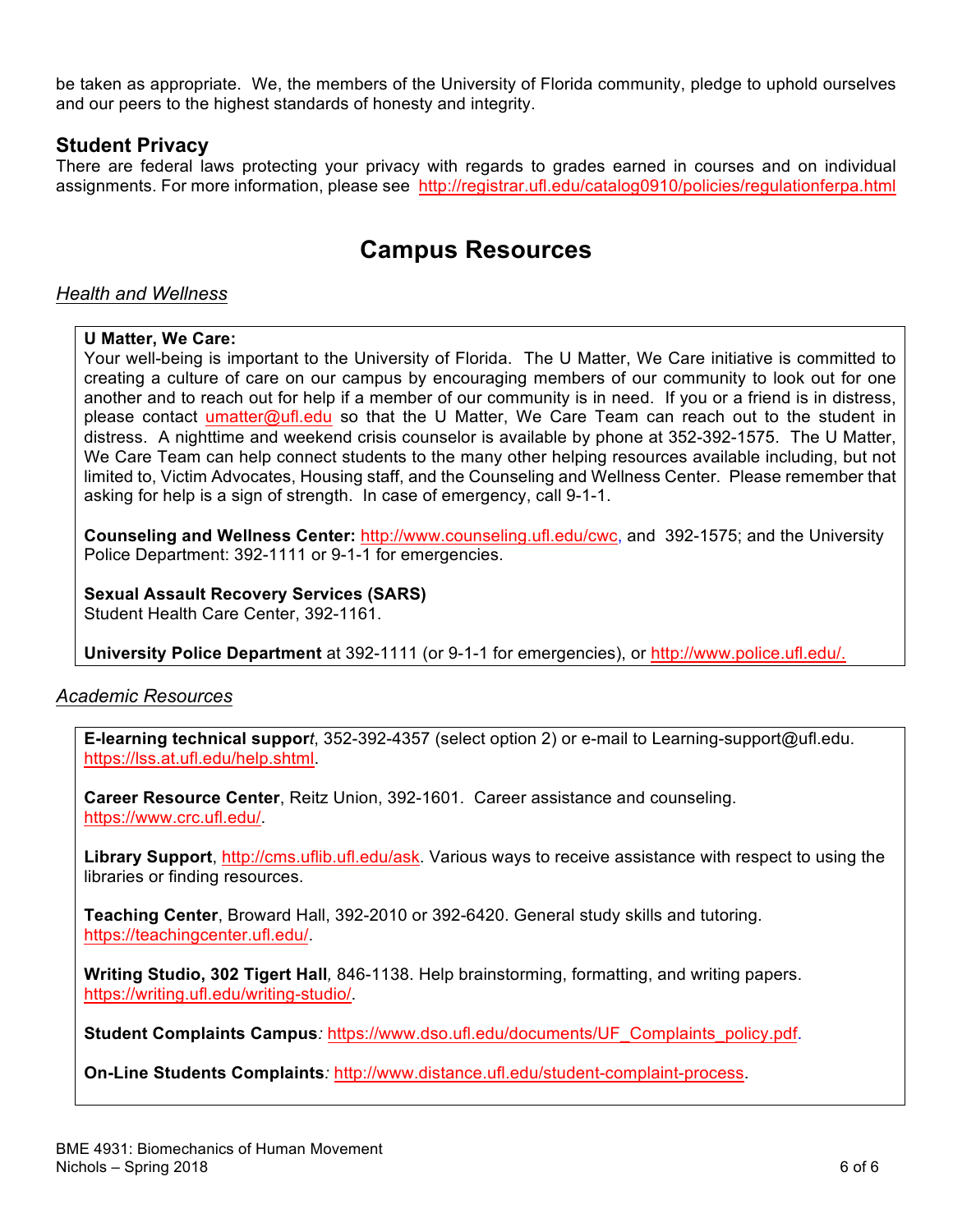be taken as appropriate. We, the members of the University of Florida community, pledge to uphold ourselves and our peers to the highest standards of honesty and integrity.

## Student Privacy

There are federal laws protecting your privacy with regards to grades earned in courses and on individual assignments. For more information, please see http://registrar.ufl.edu/catalog0910/policies/regulationferpa.html

# Campus Resources

### *Health and Wellness*

**U Matter, We Care:**
Your well-being is important to the University of Florida. The U Matter, We Care initiative is committed to creating a culture of care on our campus by encouraging members of our community to look out for one another and to reach out for help if a member of our community is in need. If you or a friend is in distress, please contact umatter@ufl.edu so that the U Matter, We Care Team can reach out to the student in distress. A nighttime and weekend crisis counselor is available by phone at 352-392-1575. The U Matter, We Care Team can help connect students to the many other helping resources available including, but not limited to, Victim Advocates, Housing staff, and the Counseling and Wellness Center. Please remember that asking for help is a sign of strength. In case of emergency, call 9-1-1.

**Counseling and Wellness Center:** http://www.counseling.ufl.edu/cwc, and 392-1575; and the University Police Department: 392-1111 or 9-1-1 for emergencies.

**Sexual Assault Recovery Services (SARS)**
Student Health Care Center, 392-1161.

**University Police Department** at 392-1111 (or 9-1-1 for emergencies), or http://www.police.ufl.edu/.

### *Academic Resources*

**E-learning technical support**, 352-392-4357 (select option 2) or e-mail to Learning-support@ufl.edu. https://lss.at.ufl.edu/help.shtml.

**Career Resource Center**, Reitz Union, 392-1601. Career assistance and counseling. https://www.crc.ufl.edu/.

**Library Support**, http://cms.uflib.ufl.edu/ask. Various ways to receive assistance with respect to using the libraries or finding resources.

**Teaching Center**, Broward Hall, 392-2010 or 392-6420. General study skills and tutoring. https://teachingcenter.ufl.edu/.

**Writing Studio, 302 Tigert Hall**, 846-1138. Help brainstorming, formatting, and writing papers. https://writing.ufl.edu/writing-studio/.

**Student Complaints Campus**: https://www.dso.ufl.edu/documents/UF_Complaints_policy.pdf.

**On-Line Students Complaints**: http://www.distance.ufl.edu/student-complaint-process.